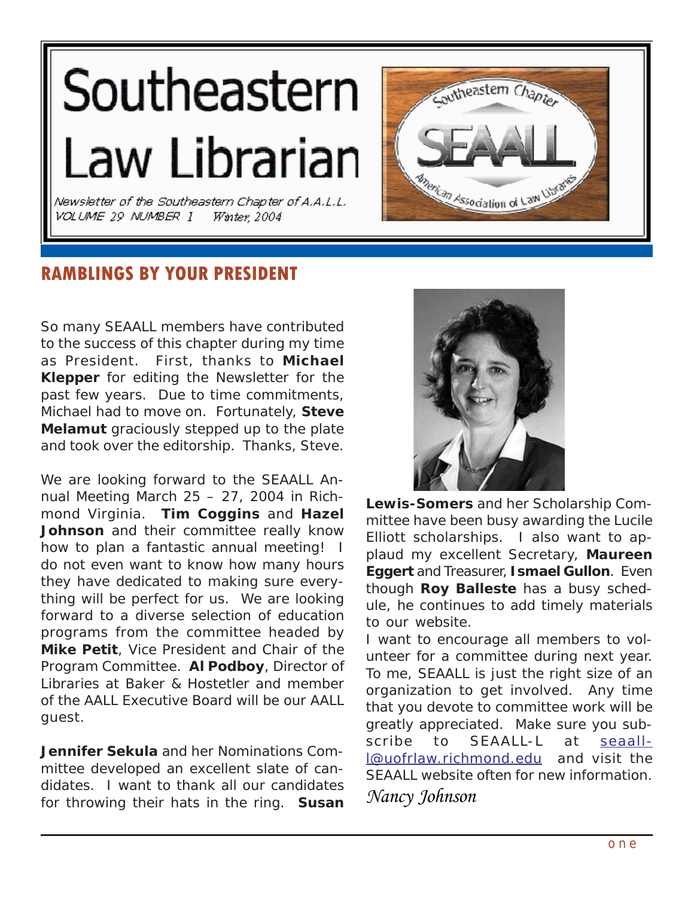# Southeastern Law Librarian

*Newsletter of the Southeastern Chapter of A.A.L.L.*
*VOLUME 29 NUMBER 1 Winter, 2004*

## RAMBLINGS BY YOUR PRESIDENT

So many SEAALL members have contributed to the success of this chapter during my time as President. First, thanks to **Michael Klepper** for editing the Newsletter for the past few years. Due to time commitments, Michael had to move on. Fortunately, **Steve Melamut** graciously stepped up to the plate and took over the editorship. Thanks, Steve.

We are looking forward to the SEAALL Annual Meeting March 25 – 27, 2004 in Richmond Virginia. **Tim Coggins** and **Hazel Johnson** and their committee really know how to plan a fantastic annual meeting! I do not even want to know how many hours they have dedicated to making sure everything will be perfect for us. We are looking forward to a diverse selection of education programs from the committee headed by **Mike Petit**, Vice President and Chair of the Program Committee. **Al Podboy**, Director of Libraries at Baker & Hostetler and member of the AALL Executive Board will be our AALL guest.

**Jennifer Sekula** and her Nominations Committee developed an excellent slate of candidates. I want to thank all our candidates for throwing their hats in the ring. **Susan Lewis-Somers** and her Scholarship Committee have been busy awarding the Lucile Elliott scholarships. I also want to applaud my excellent Secretary, **Maureen Eggert** and Treasurer, **Ismael Gullon**. Even though **Roy Balleste** has a busy schedule, he continues to add timely materials to our website.

I want to encourage all members to volunteer for a committee during next year. To me, SEAALL is just the right size of an organization to get involved. Any time that you devote to committee work will be greatly appreciated. Make sure you subscribe to SEAALL-L at seaall-l@uofrlaw.richmond.edu and visit the SEAALL website often for new information.

*Nancy Johnson*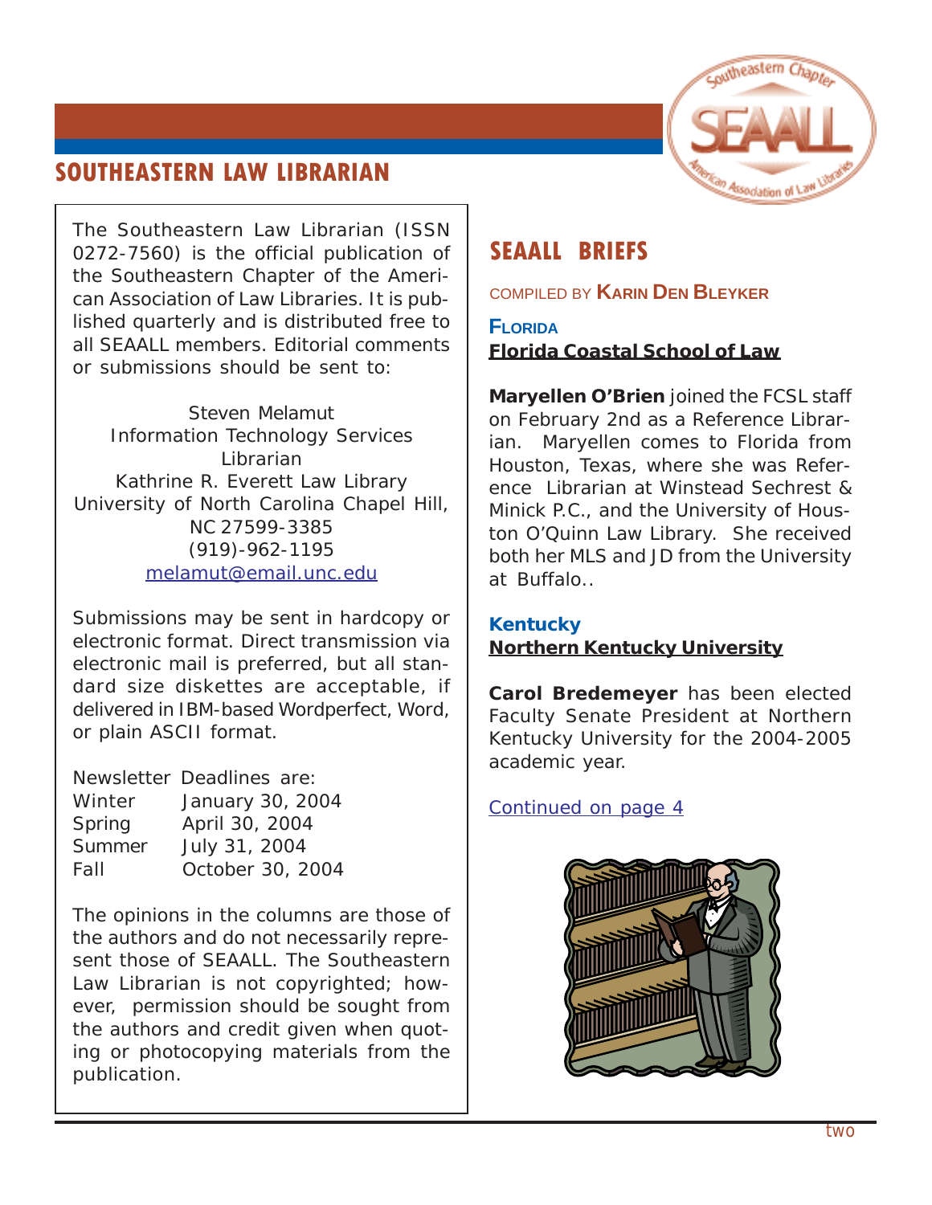# SOUTHEASTERN LAW LIBRARIAN

The Southeastern Law Librarian (ISSN 0272-7560) is the official publication of the Southeastern Chapter of the American Association of Law Libraries. It is published quarterly and is distributed free to all SEAALL members. Editorial comments or submissions should be sent to:

Steven Melamut
Information Technology Services Librarian
Kathrine R. Everett Law Library
University of North Carolina Chapel Hill, NC 27599-3385
(919)-962-1195
melamut@email.unc.edu

Submissions may be sent in hardcopy or electronic format. Direct transmission via electronic mail is preferred, but all standard size diskettes are acceptable, if delivered in IBM-based Wordperfect, Word, or plain ASCII format.

| Newsletter Deadlines are: | |
|---|---|
| Winter | January 30, 2004 |
| Spring | April 30, 2004 |
| Summer | July 31, 2004 |
| Fall | October 30, 2004 |

The opinions in the columns are those of the authors and do not necessarily represent those of SEAALL. The Southeastern Law Librarian is not copyrighted; however, permission should be sought from the authors and credit given when quoting or photocopying materials from the publication.

## SEAALL BRIEFS

COMPILED BY **KARIN DEN BLEYKER**

### FLORIDA

**Florida Coastal School of Law**

**Maryellen O'Brien** joined the FCSL staff on February 2nd as a Reference Librarian. Maryellen comes to Florida from Houston, Texas, where she was Reference Librarian at Winstead Sechrest & Minick P.C., and the University of Houston O'Quinn Law Library. She received both her MLS and JD from the University at Buffalo..

### Kentucky

**Northern Kentucky University**

**Carol Bredemeyer** has been elected Faculty Senate President at Northern Kentucky University for the 2004-2005 academic year.

Continued on page 4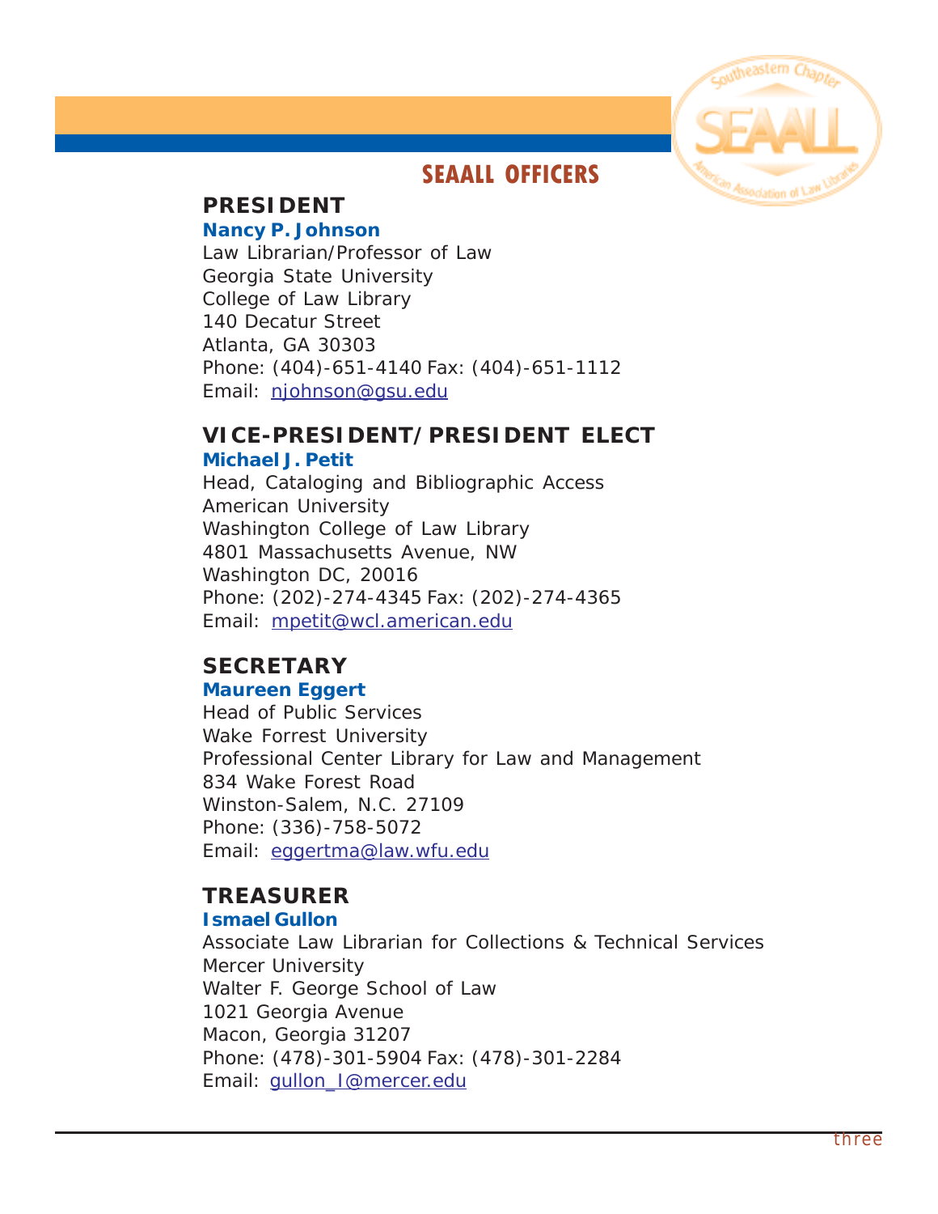# SEAALL OFFICERS

## PRESIDENT

**Nancy P. Johnson**
Law Librarian/Professor of Law
Georgia State University
College of Law Library
140 Decatur Street
Atlanta, GA 30303
Phone: (404)-651-4140 Fax: (404)-651-1112
Email: njohnson@gsu.edu

## VICE-PRESIDENT/PRESIDENT ELECT

**Michael J. Petit**
Head, Cataloging and Bibliographic Access
American University
Washington College of Law Library
4801 Massachusetts Avenue, NW
Washington DC, 20016
Phone: (202)-274-4345 Fax: (202)-274-4365
Email: mpetit@wcl.american.edu

## SECRETARY

**Maureen Eggert**
Head of Public Services
Wake Forrest University
Professional Center Library for Law and Management
834 Wake Forest Road
Winston-Salem, N.C. 27109
Phone: (336)-758-5072
Email: eggertma@law.wfu.edu

## TREASURER

**Ismael Gullon**
Associate Law Librarian for Collections & Technical Services
Mercer University
Walter F. George School of Law
1021 Georgia Avenue
Macon, Georgia 31207
Phone: (478)-301-5904 Fax: (478)-301-2284
Email: gullon_I@mercer.edu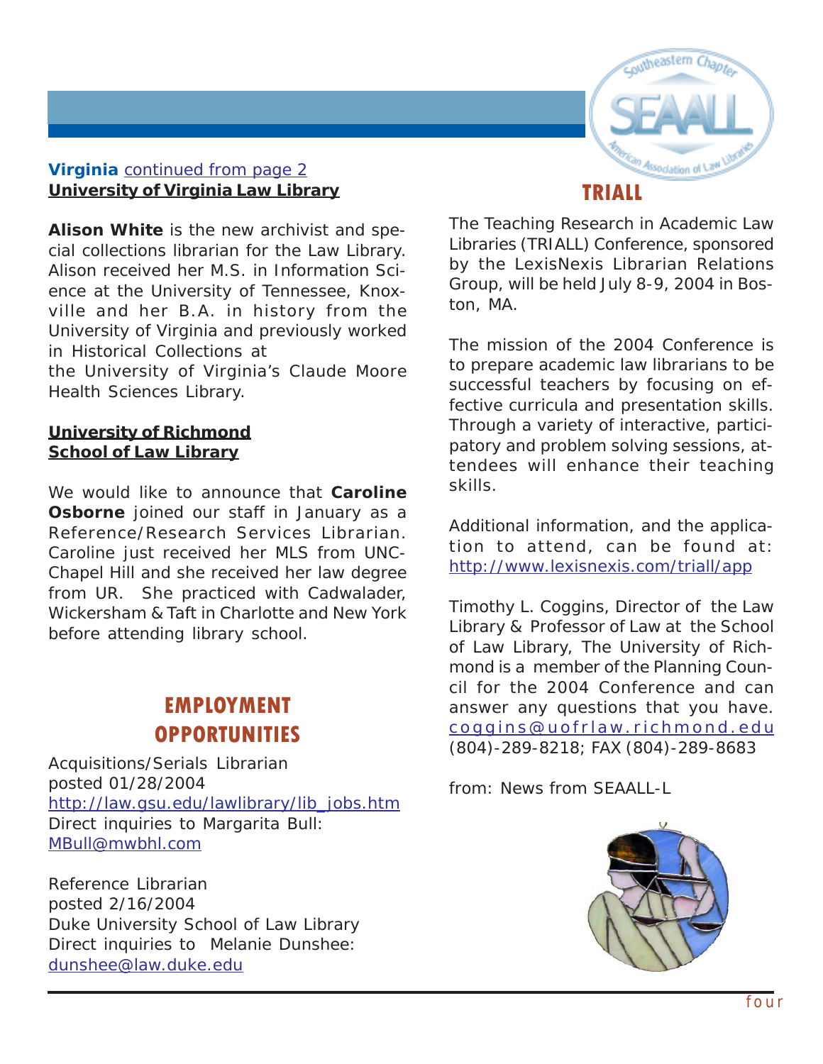**Virginia** continued from page 2

**University of Virginia Law Library**

**Alison White** is the new archivist and special collections librarian for the Law Library. Alison received her M.S. in Information Science at the University of Tennessee, Knoxville and her B.A. in history from the University of Virginia and previously worked in Historical Collections at the University of Virginia's Claude Moore Health Sciences Library.

**University of Richmond School of Law Library**

We would like to announce that **Caroline Osborne** joined our staff in January as a Reference/Research Services Librarian. Caroline just received her MLS from UNC-Chapel Hill and she received her law degree from UR. She practiced with Cadwalader, Wickersham & Taft in Charlotte and New York before attending library school.

## EMPLOYMENT OPPORTUNITIES

Acquisitions/Serials Librarian
posted 01/28/2004
http://law.gsu.edu/lawlibrary/lib_jobs.htm
Direct inquiries to Margarita Bull:
MBull@mwbhl.com

Reference Librarian
posted 2/16/2004
Duke University School of Law Library
Direct inquiries to Melanie Dunshee:
dunshee@law.duke.edu

## TRIALL

The Teaching Research in Academic Law Libraries (TRIALL) Conference, sponsored by the LexisNexis Librarian Relations Group, will be held July 8-9, 2004 in Boston, MA.

The mission of the 2004 Conference is to prepare academic law librarians to be successful teachers by focusing on effective curricula and presentation skills. Through a variety of interactive, participatory and problem solving sessions, attendees will enhance their teaching skills.

Additional information, and the application to attend, can be found at: http://www.lexisnexis.com/triall/app

Timothy L. Coggins, Director of the Law Library & Professor of Law at the School of Law Library, The University of Richmond is a member of the Planning Council for the 2004 Conference and can answer any questions that you have. coggins@uofrlaw.richmond.edu (804)-289-8218; FAX (804)-289-8683

from: News from SEAALL-L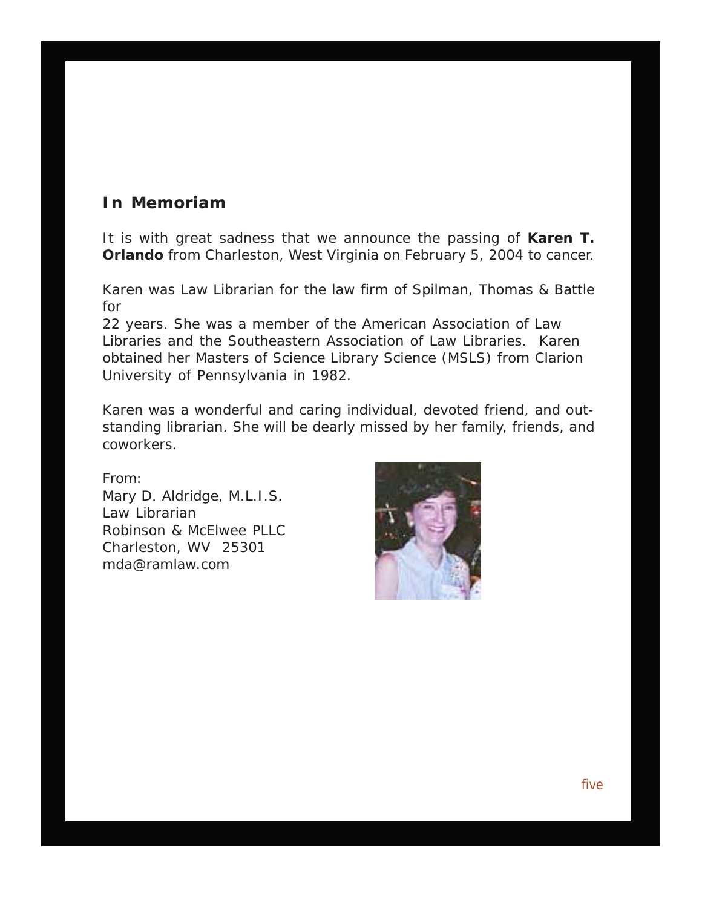## In Memoriam

It is with great sadness that we announce the passing of **Karen T. Orlando** from Charleston, West Virginia on February 5, 2004 to cancer.

Karen was Law Librarian for the law firm of Spilman, Thomas & Battle for 22 years. She was a member of the American Association of Law Libraries and the Southeastern Association of Law Libraries. Karen obtained her Masters of Science Library Science (MSLS) from Clarion University of Pennsylvania in 1982.

Karen was a wonderful and caring individual, devoted friend, and outstanding librarian. She will be dearly missed by her family, friends, and coworkers.

From:
Mary D. Aldridge, M.L.I.S.
Law Librarian
Robinson & McElwee PLLC
Charleston, WV 25301
mda@ramlaw.com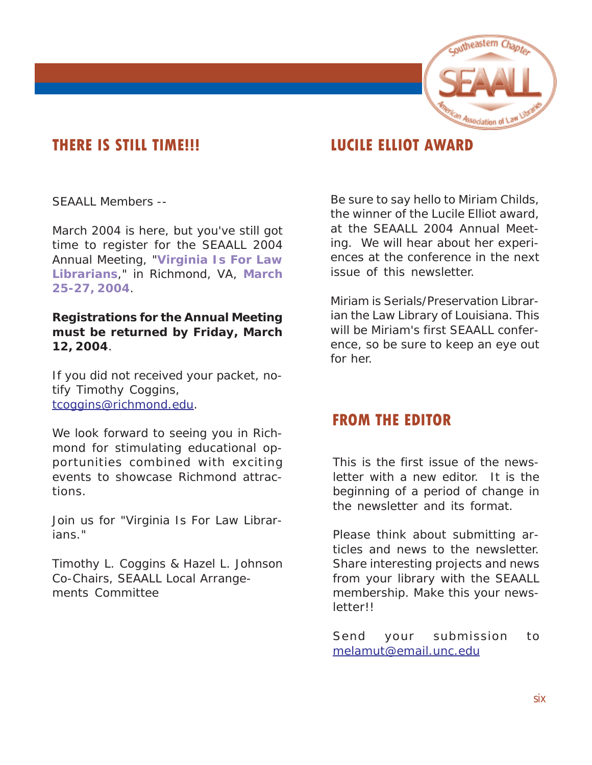## THERE IS STILL TIME!!!

SEAALL Members --

March 2004 is here, but you've still got time to register for the SEAALL 2004 Annual Meeting, "**Virginia Is For Law Librarians**," in Richmond, VA, **March 25-27, 2004**.

**Registrations for the Annual Meeting must be returned by Friday, March 12, 2004**.

If you did not received your packet, notify Timothy Coggins, tcoggins@richmond.edu.

We look forward to seeing you in Richmond for stimulating educational opportunities combined with exciting events to showcase Richmond attractions.

Join us for "Virginia Is For Law Librarians."

Timothy L. Coggins & Hazel L. Johnson
Co-Chairs, SEAALL Local Arrangements Committee

## LUCILE ELLIOT AWARD

Be sure to say hello to Miriam Childs, the winner of the Lucile Elliot award, at the SEAALL 2004 Annual Meeting. We will hear about her experiences at the conference in the next issue of this newsletter.

Miriam is Serials/Preservation Librarian the Law Library of Louisiana. This will be Miriam's first SEAALL conference, so be sure to keep an eye out for her.

## FROM THE EDITOR

This is the first issue of the newsletter with a new editor. It is the beginning of a period of change in the newsletter and its format.

Please think about submitting articles and news to the newsletter. Share interesting projects and news from your library with the SEAALL membership. Make this your newsletter!!

Send your submission to melamut@email.unc.edu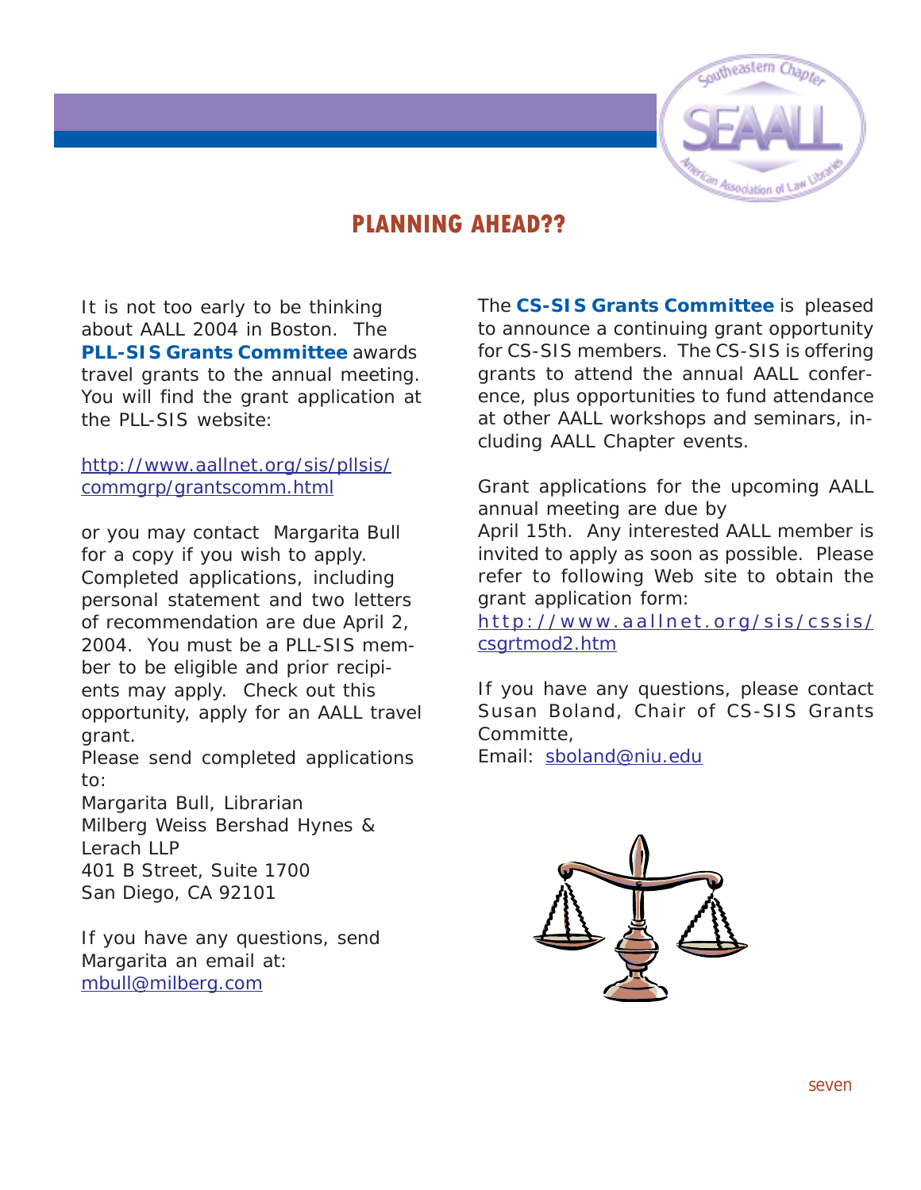# PLANNING AHEAD??

It is not too early to be thinking about AALL 2004 in Boston. The **PLL-SIS Grants Committee** awards travel grants to the annual meeting. You will find the grant application at the PLL-SIS website:

http://www.aallnet.org/sis/pllsis/commgrp/grantscomm.html

or you may contact Margarita Bull for a copy if you wish to apply. Completed applications, including personal statement and two letters of recommendation are due April 2, 2004. You must be a PLL-SIS member to be eligible and prior recipients may apply. Check out this opportunity, apply for an AALL travel grant.

Please send completed applications to:

Margarita Bull, Librarian
Milberg Weiss Bershad Hynes & Lerach LLP
401 B Street, Suite 1700
San Diego, CA 92101

If you have any questions, send Margarita an email at:
mbull@milberg.com

The **CS-SIS Grants Committee** is pleased to announce a continuing grant opportunity for CS-SIS members. The CS-SIS is offering grants to attend the annual AALL conference, plus opportunities to fund attendance at other AALL workshops and seminars, including AALL Chapter events.

Grant applications for the upcoming AALL annual meeting are due by
April 15th. Any interested AALL member is invited to apply as soon as possible. Please refer to following Web site to obtain the grant application form:
http://www.aallnet.org/sis/cssis/csgrtmod2.htm

If you have any questions, please contact Susan Boland, Chair of CS-SIS Grants Committe,
Email: sboland@niu.edu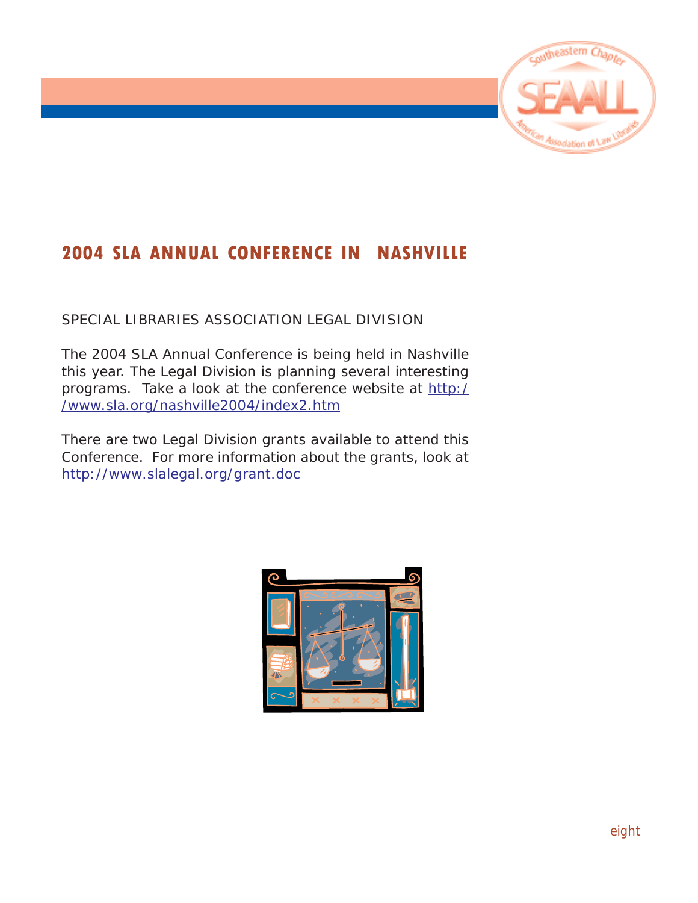# 2004 SLA ANNUAL CONFERENCE IN NASHVILLE

SPECIAL LIBRARIES ASSOCIATION LEGAL DIVISION

The 2004 SLA Annual Conference is being held in Nashville this year. The Legal Division is planning several interesting programs. Take a look at the conference website at http://www.sla.org/nashville2004/index2.htm

There are two Legal Division grants available to attend this Conference. For more information about the grants, look at http://www.slalegal.org/grant.doc